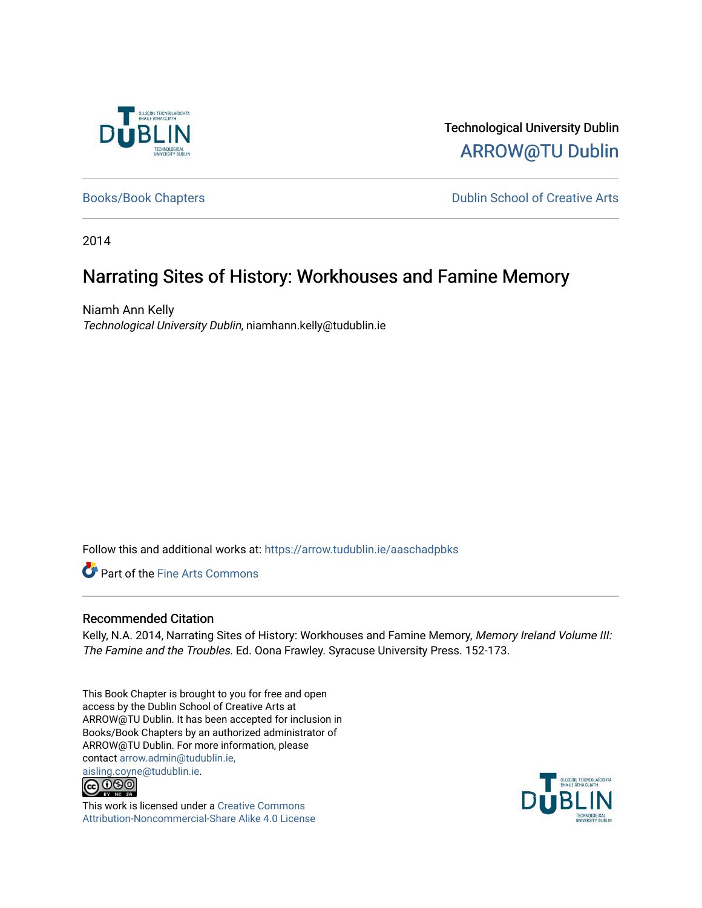Technological University Dublin

ARROW@TU Dublin

Books/Book Chapters

Dublin School of Creative Arts

2014

# Narrating Sites of History: Workhouses and Famine Memory

Niamh Ann Kelly

*Technological University Dublin*, niamhann.kelly@tudublin.ie

Follow this and additional works at: https://arrow.tudublin.ie/aaschadpbks

Part of the Fine Arts Commons

## Recommended Citation

Kelly, N.A. 2014, Narrating Sites of History: Workhouses and Famine Memory, *Memory Ireland Volume III: The Famine and the Troubles*. Ed. Oona Frawley. Syracuse University Press. 152-173.

This Book Chapter is brought to you for free and open access by the Dublin School of Creative Arts at ARROW@TU Dublin. It has been accepted for inclusion in Books/Book Chapters by an authorized administrator of ARROW@TU Dublin. For more information, please contact arrow.admin@tudublin.ie, aisling.coyne@tudublin.ie.

This work is licensed under a Creative Commons Attribution-Noncommercial-Share Alike 4.0 License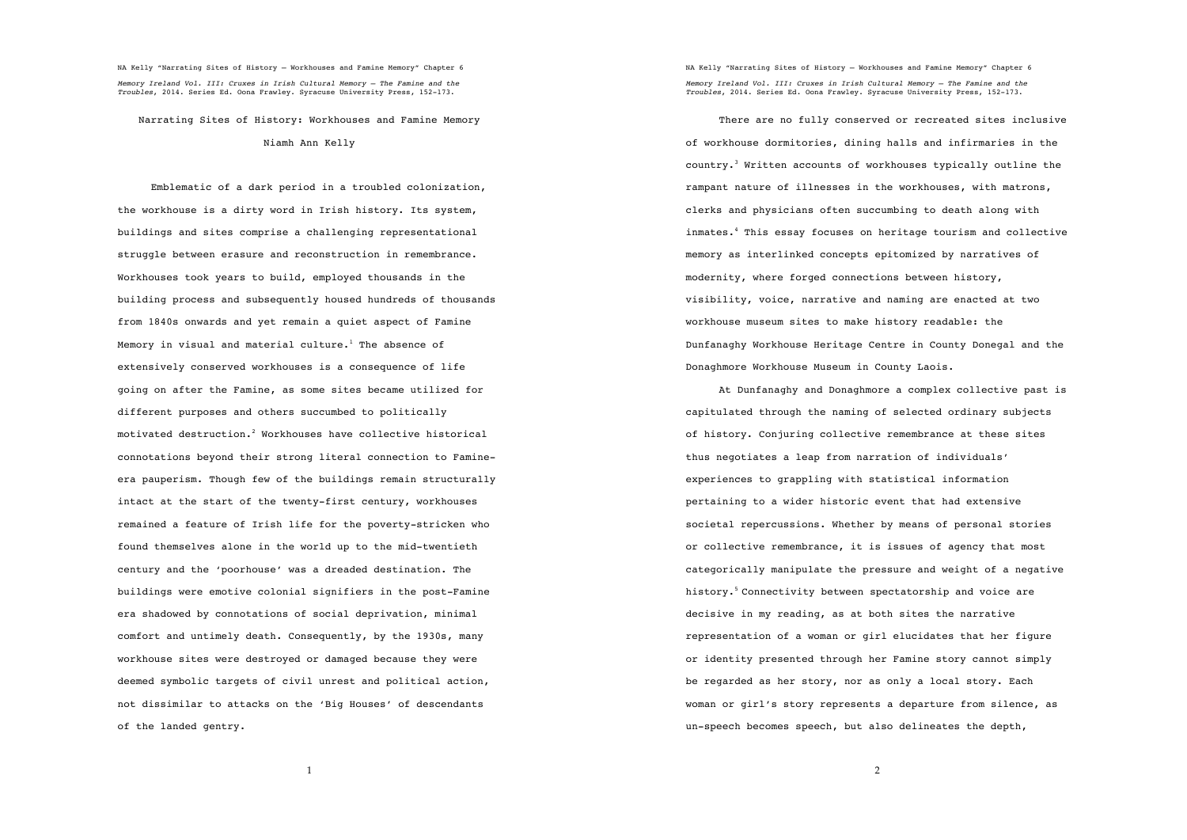# Narrating Sites of History: Workhouses and Famine Memory

Niamh Ann Kelly

Emblematic of a dark period in a troubled colonization, the workhouse is a dirty word in Irish history. Its system, buildings and sites comprise a challenging representational struggle between erasure and reconstruction in remembrance. Workhouses took years to build, employed thousands in the building process and subsequently housed hundreds of thousands from 1840s onwards and yet remain a quiet aspect of Famine Memory in visual and material culture.[1] The absence of extensively conserved workhouses is a consequence of life going on after the Famine, as some sites became utilized for different purposes and others succumbed to politically motivated destruction.[2] Workhouses have collective historical connotations beyond their strong literal connection to Famine-era pauperism. Though few of the buildings remain structurally intact at the start of the twenty-first century, workhouses remained a feature of Irish life for the poverty-stricken who found themselves alone in the world up to the mid-twentieth century and the 'poorhouse' was a dreaded destination. The buildings were emotive colonial signifiers in the post-Famine era shadowed by connotations of social deprivation, minimal comfort and untimely death. Consequently, by the 1930s, many workhouse sites were destroyed or damaged because they were deemed symbolic targets of civil unrest and political action, not dissimilar to attacks on the 'Big Houses' of descendants of the landed gentry.

There are no fully conserved or recreated sites inclusive of workhouse dormitories, dining halls and infirmaries in the country.[3] Written accounts of workhouses typically outline the rampant nature of illnesses in the workhouses, with matrons, clerks and physicians often succumbing to death along with inmates.[4] This essay focuses on heritage tourism and collective memory as interlinked concepts epitomized by narratives of modernity, where forged connections between history, visibility, voice, narrative and naming are enacted at two workhouse museum sites to make history readable: the Dunfanaghy Workhouse Heritage Centre in County Donegal and the Donaghmore Workhouse Museum in County Laois.

At Dunfanaghy and Donaghmore a complex collective past is capitulated through the naming of selected ordinary subjects of history. Conjuring collective remembrance at these sites thus negotiates a leap from narration of individuals' experiences to grappling with statistical information pertaining to a wider historic event that had extensive societal repercussions. Whether by means of personal stories or collective remembrance, it is issues of agency that most categorically manipulate the pressure and weight of a negative history.[5] Connectivity between spectatorship and voice are decisive in my reading, as at both sites the narrative representation of a woman or girl elucidates that her figure or identity presented through her Famine story cannot simply be regarded as her story, nor as only a local story. Each woman or girl's story represents a departure from silence, as un-speech becomes speech, but also delineates the depth,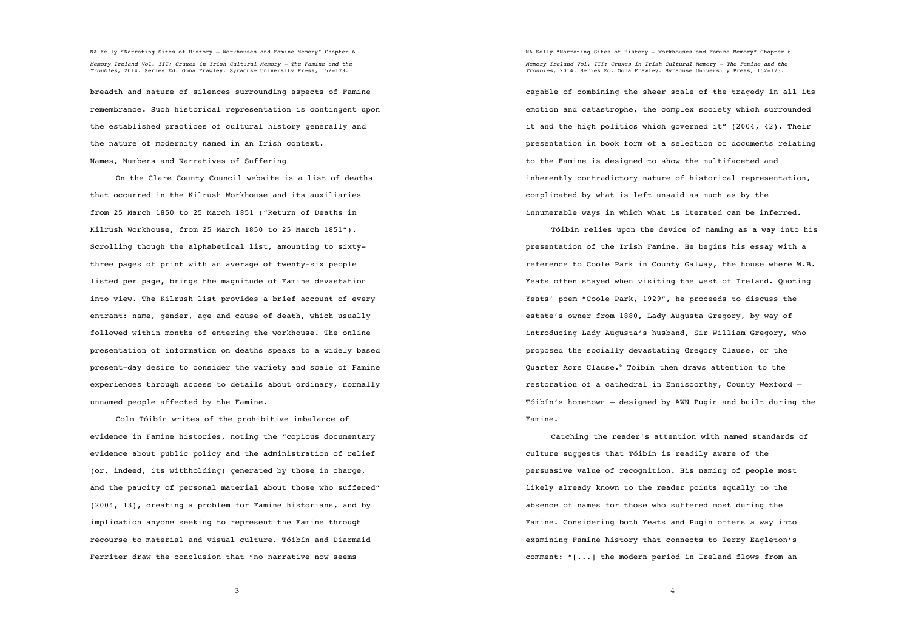breadth and nature of silences surrounding aspects of Famine remembrance. Such historical representation is contingent upon the established practices of cultural history generally and the nature of modernity named in an Irish context.

## Names, Numbers and Narratives of Suffering

On the Clare County Council website is a list of deaths that occurred in the Kilrush Workhouse and its auxiliaries from 25 March 1850 to 25 March 1851 ("Return of Deaths in Kilrush Workhouse, from 25 March 1850 to 25 March 1851"). Scrolling though the alphabetical list, amounting to sixty-three pages of print with an average of twenty-six people listed per page, brings the magnitude of Famine devastation into view. The Kilrush list provides a brief account of every entrant: name, gender, age and cause of death, which usually followed within months of entering the workhouse. The online presentation of information on deaths speaks to a widely based present-day desire to consider the variety and scale of Famine experiences through access to details about ordinary, normally unnamed people affected by the Famine.

Colm Tóibín writes of the prohibitive imbalance of evidence in Famine histories, noting the "copious documentary evidence about public policy and the administration of relief (or, indeed, its withholding) generated by those in charge, and the paucity of personal material about those who suffered" (2004, 13), creating a problem for Famine historians, and by implication anyone seeking to represent the Famine through recourse to material and visual culture. Tóibín and Diarmaid Ferriter draw the conclusion that "no narrative now seems capable of combining the sheer scale of the tragedy in all its emotion and catastrophe, the complex society which surrounded it and the high politics which governed it" (2004, 42). Their presentation in book form of a selection of documents relating to the Famine is designed to show the multifaceted and inherently contradictory nature of historical representation, complicated by what is left unsaid as much as by the innumerable ways in which what is iterated can be inferred.

Tóibín relies upon the device of naming as a way into his presentation of the Irish Famine. He begins his essay with a reference to Coole Park in County Galway, the house where W.B. Yeats often stayed when visiting the west of Ireland. Quoting Yeats' poem "Coole Park, 1929", he proceeds to discuss the estate's owner from 1880, Lady Augusta Gregory, by way of introducing Lady Augusta's husband, Sir William Gregory, who proposed the socially devastating Gregory Clause, or the Quarter Acre Clause.[6] Tóibín then draws attention to the restoration of a cathedral in Enniscorthy, County Wexford – Tóibín's hometown – designed by AWN Pugin and built during the Famine.

Catching the reader's attention with named standards of culture suggests that Tóibín is readily aware of the persuasive value of recognition. His naming of people most likely already known to the reader points equally to the absence of names for those who suffered most during the Famine. Considering both Yeats and Pugin offers a way into examining Famine history that connects to Terry Eagleton's comment: "[...] the modern period in Ireland flows from an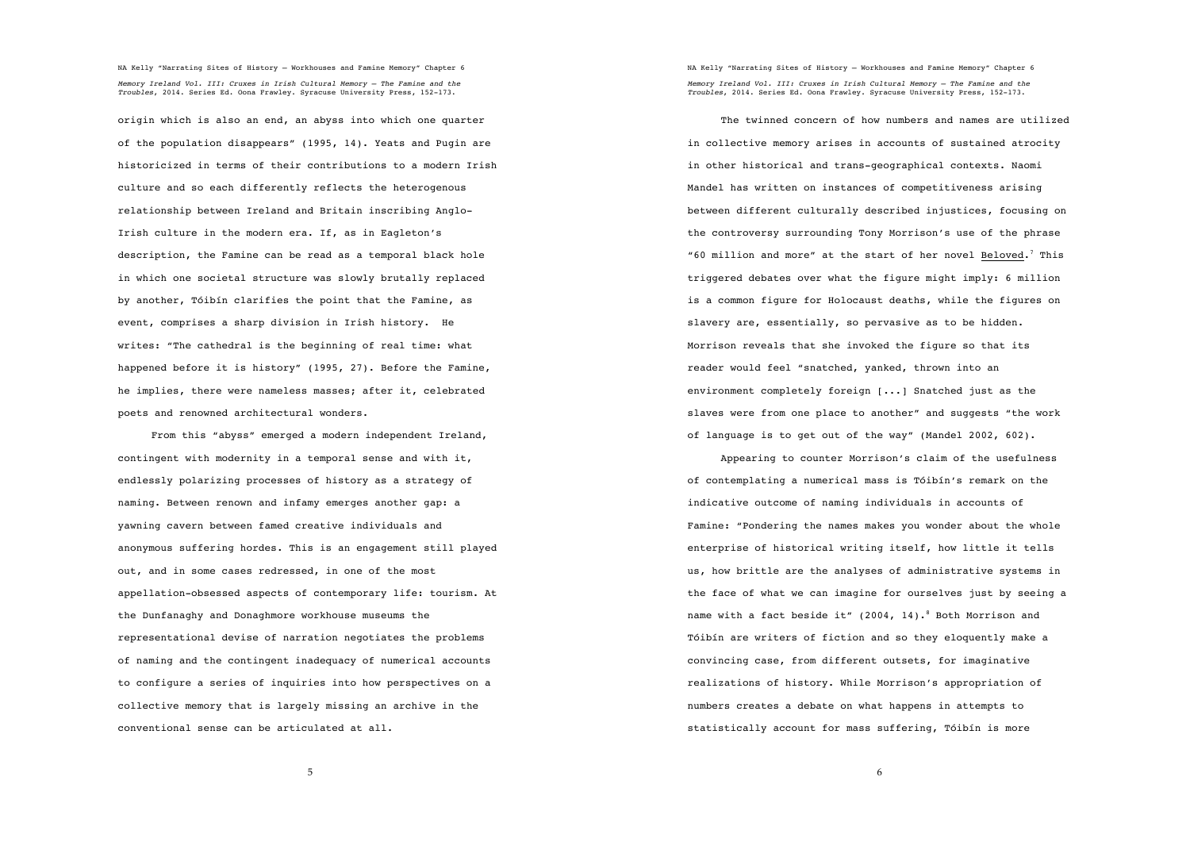origin which is also an end, an abyss into which one quarter of the population disappears" (1995, 14). Yeats and Pugin are historicized in terms of their contributions to a modern Irish culture and so each differently reflects the heterogenous relationship between Ireland and Britain inscribing Anglo-Irish culture in the modern era. If, as in Eagleton's description, the Famine can be read as a temporal black hole in which one societal structure was slowly brutally replaced by another, Tóibín clarifies the point that the Famine, as event, comprises a sharp division in Irish history. He writes: "The cathedral is the beginning of real time: what happened before it is history" (1995, 27). Before the Famine, he implies, there were nameless masses; after it, celebrated poets and renowned architectural wonders.

From this "abyss" emerged a modern independent Ireland, contingent with modernity in a temporal sense and with it, endlessly polarizing processes of history as a strategy of naming. Between renown and infamy emerges another gap: a yawning cavern between famed creative individuals and anonymous suffering hordes. This is an engagement still played out, and in some cases redressed, in one of the most appellation-obsessed aspects of contemporary life: tourism. At the Dunfanaghy and Donaghmore workhouse museums the representational devise of narration negotiates the problems of naming and the contingent inadequacy of numerical accounts to configure a series of inquiries into how perspectives on a collective memory that is largely missing an archive in the conventional sense can be articulated at all.

The twinned concern of how numbers and names are utilized in collective memory arises in accounts of sustained atrocity in other historical and trans-geographical contexts. Naomi Mandel has written on instances of competitiveness arising between different culturally described injustices, focusing on the controversy surrounding Tony Morrison's use of the phrase "60 million and more" at the start of her novel Beloved.[7] This triggered debates over what the figure might imply: 6 million is a common figure for Holocaust deaths, while the figures on slavery are, essentially, so pervasive as to be hidden. Morrison reveals that she invoked the figure so that its reader would feel "snatched, yanked, thrown into an environment completely foreign [...] Snatched just as the slaves were from one place to another" and suggests "the work of language is to get out of the way" (Mandel 2002, 602).

Appearing to counter Morrison's claim of the usefulness of contemplating a numerical mass is Tóibín's remark on the indicative outcome of naming individuals in accounts of Famine: "Pondering the names makes you wonder about the whole enterprise of historical writing itself, how little it tells us, how brittle are the analyses of administrative systems in the face of what we can imagine for ourselves just by seeing a name with a fact beside it" (2004, 14).[8] Both Morrison and Tóibín are writers of fiction and so they eloquently make a convincing case, from different outsets, for imaginative realizations of history. While Morrison's appropriation of numbers creates a debate on what happens in attempts to statistically account for mass suffering, Tóibín is more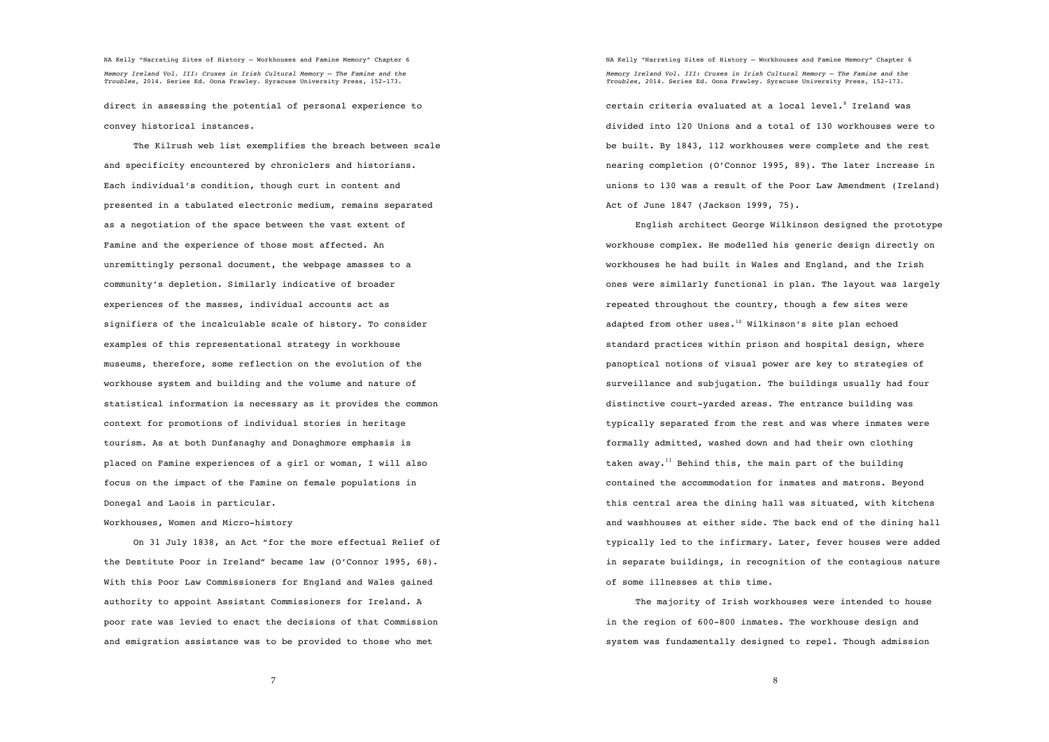direct in assessing the potential of personal experience to convey historical instances.

The Kilrush web list exemplifies the breach between scale and specificity encountered by chroniclers and historians. Each individual's condition, though curt in content and presented in a tabulated electronic medium, remains separated as a negotiation of the space between the vast extent of Famine and the experience of those most affected. An unremittingly personal document, the webpage amasses to a community's depletion. Similarly indicative of broader experiences of the masses, individual accounts act as signifiers of the incalculable scale of history. To consider examples of this representational strategy in workhouse museums, therefore, some reflection on the evolution of the workhouse system and building and the volume and nature of statistical information is necessary as it provides the common context for promotions of individual stories in heritage tourism. As at both Dunfanaghy and Donaghmore emphasis is placed on Famine experiences of a girl or woman, I will also focus on the impact of the Famine on female populations in Donegal and Laois in particular.

## Workhouses, Women and Micro-history

On 31 July 1838, an Act "for the more effectual Relief of the Destitute Poor in Ireland" became law (O'Connor 1995, 68). With this Poor Law Commissioners for England and Wales gained authority to appoint Assistant Commissioners for Ireland. A poor rate was levied to enact the decisions of that Commission and emigration assistance was to be provided to those who met certain criteria evaluated at a local level.[9] Ireland was divided into 120 Unions and a total of 130 workhouses were to be built. By 1843, 112 workhouses were complete and the rest nearing completion (O'Connor 1995, 89). The later increase in unions to 130 was a result of the Poor Law Amendment (Ireland) Act of June 1847 (Jackson 1999, 75).

English architect George Wilkinson designed the prototype workhouse complex. He modelled his generic design directly on workhouses he had built in Wales and England, and the Irish ones were similarly functional in plan. The layout was largely repeated throughout the country, though a few sites were adapted from other uses.[10] Wilkinson's site plan echoed standard practices within prison and hospital design, where panoptical notions of visual power are key to strategies of surveillance and subjugation. The buildings usually had four distinctive court-yarded areas. The entrance building was typically separated from the rest and was where inmates were formally admitted, washed down and had their own clothing taken away.[11] Behind this, the main part of the building contained the accommodation for inmates and matrons. Beyond this central area the dining hall was situated, with kitchens and washhouses at either side. The back end of the dining hall typically led to the infirmary. Later, fever houses were added in separate buildings, in recognition of the contagious nature of some illnesses at this time.

The majority of Irish workhouses were intended to house in the region of 600-800 inmates. The workhouse design and system was fundamentally designed to repel. Though admission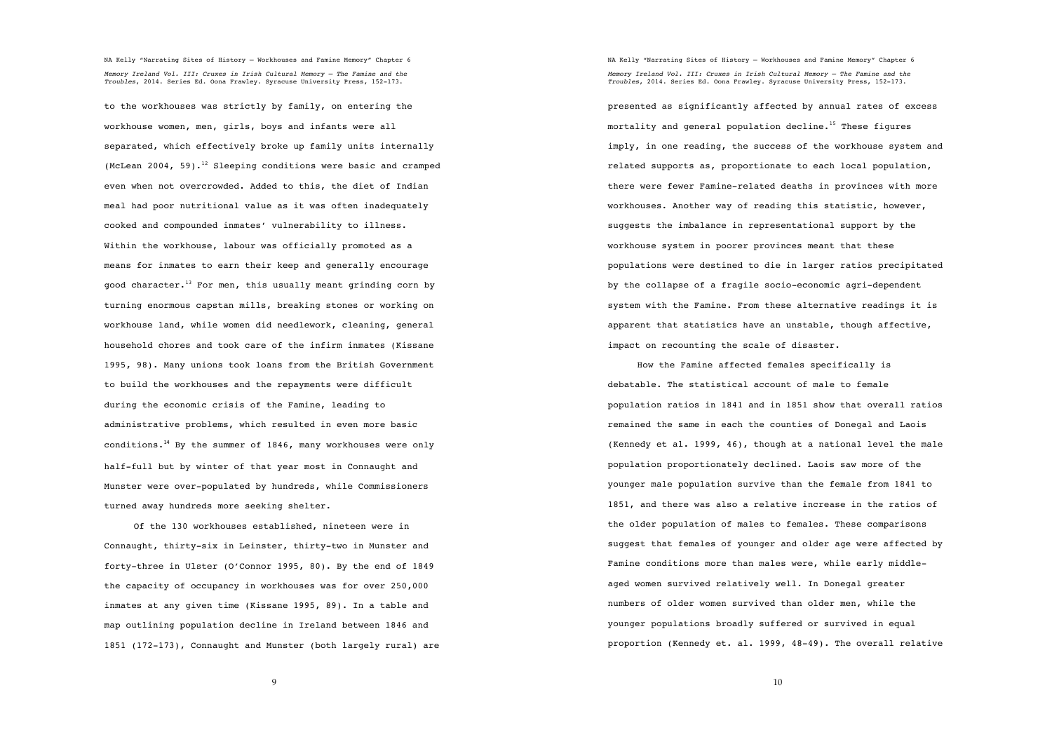to the workhouses was strictly by family, on entering the workhouse women, men, girls, boys and infants were all separated, which effectively broke up family units internally (McLean 2004, 59).[12] Sleeping conditions were basic and cramped even when not overcrowded. Added to this, the diet of Indian meal had poor nutritional value as it was often inadequately cooked and compounded inmates' vulnerability to illness. Within the workhouse, labour was officially promoted as a means for inmates to earn their keep and generally encourage good character.[13] For men, this usually meant grinding corn by turning enormous capstan mills, breaking stones or working on workhouse land, while women did needlework, cleaning, general household chores and took care of the infirm inmates (Kissane 1995, 98). Many unions took loans from the British Government to build the workhouses and the repayments were difficult during the economic crisis of the Famine, leading to administrative problems, which resulted in even more basic conditions.[14] By the summer of 1846, many workhouses were only half-full but by winter of that year most in Connaught and Munster were over-populated by hundreds, while Commissioners turned away hundreds more seeking shelter.

Of the 130 workhouses established, nineteen were in Connaught, thirty-six in Leinster, thirty-two in Munster and forty-three in Ulster (O'Connor 1995, 80). By the end of 1849 the capacity of occupancy in workhouses was for over 250,000 inmates at any given time (Kissane 1995, 89). In a table and map outlining population decline in Ireland between 1846 and 1851 (172-173), Connaught and Munster (both largely rural) are presented as significantly affected by annual rates of excess mortality and general population decline.[15] These figures imply, in one reading, the success of the workhouse system and related supports as, proportionate to each local population, there were fewer Famine-related deaths in provinces with more workhouses. Another way of reading this statistic, however, suggests the imbalance in representational support by the workhouse system in poorer provinces meant that these populations were destined to die in larger ratios precipitated by the collapse of a fragile socio-economic agri-dependent system with the Famine. From these alternative readings it is apparent that statistics have an unstable, though affective, impact on recounting the scale of disaster.

How the Famine affected females specifically is debatable. The statistical account of male to female population ratios in 1841 and in 1851 show that overall ratios remained the same in each the counties of Donegal and Laois (Kennedy et al. 1999, 46), though at a national level the male population proportionately declined. Laois saw more of the younger male population survive than the female from 1841 to 1851, and there was also a relative increase in the ratios of the older population of males to females. These comparisons suggest that females of younger and older age were affected by Famine conditions more than males were, while early middle-aged women survived relatively well. In Donegal greater numbers of older women survived than older men, while the younger populations broadly suffered or survived in equal proportion (Kennedy et. al. 1999, 48-49). The overall relative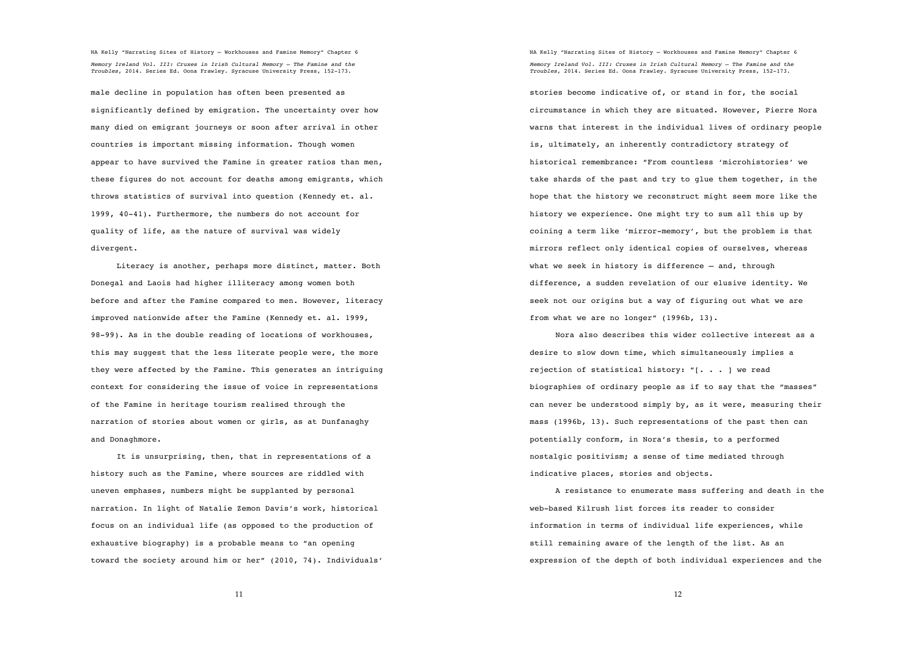male decline in population has often been presented as significantly defined by emigration. The uncertainty over how many died on emigrant journeys or soon after arrival in other countries is important missing information. Though women appear to have survived the Famine in greater ratios than men, these figures do not account for deaths among emigrants, which throws statistics of survival into question (Kennedy et. al. 1999, 40-41). Furthermore, the numbers do not account for quality of life, as the nature of survival was widely divergent.

Literacy is another, perhaps more distinct, matter. Both Donegal and Laois had higher illiteracy among women both before and after the Famine compared to men. However, literacy improved nationwide after the Famine (Kennedy et. al. 1999, 98-99). As in the double reading of locations of workhouses, this may suggest that the less literate people were, the more they were affected by the Famine. This generates an intriguing context for considering the issue of voice in representations of the Famine in heritage tourism realised through the narration of stories about women or girls, as at Dunfanaghy and Donaghmore.

It is unsurprising, then, that in representations of a history such as the Famine, where sources are riddled with uneven emphases, numbers might be supplanted by personal narration. In light of Natalie Zemon Davis's work, historical focus on an individual life (as opposed to the production of exhaustive biography) is a probable means to "an opening toward the society around him or her" (2010, 74). Individuals' stories become indicative of, or stand in for, the social circumstance in which they are situated. However, Pierre Nora warns that interest in the individual lives of ordinary people is, ultimately, an inherently contradictory strategy of historical remembrance: "From countless 'microhistories' we take shards of the past and try to glue them together, in the hope that the history we reconstruct might seem more like the history we experience. One might try to sum all this up by coining a term like 'mirror-memory', but the problem is that mirrors reflect only identical copies of ourselves, whereas what we seek in history is difference – and, through difference, a sudden revelation of our elusive identity. We seek not our origins but a way of figuring out what we are from what we are no longer" (1996b, 13).

Nora also describes this wider collective interest as a desire to slow down time, which simultaneously implies a rejection of statistical history: "[. . . ] we read biographies of ordinary people as if to say that the "masses" can never be understood simply by, as it were, measuring their mass (1996b, 13). Such representations of the past then can potentially conform, in Nora's thesis, to a performed nostalgic positivism; a sense of time mediated through indicative places, stories and objects.

A resistance to enumerate mass suffering and death in the web-based Kilrush list forces its reader to consider information in terms of individual life experiences, while still remaining aware of the length of the list. As an expression of the depth of both individual experiences and the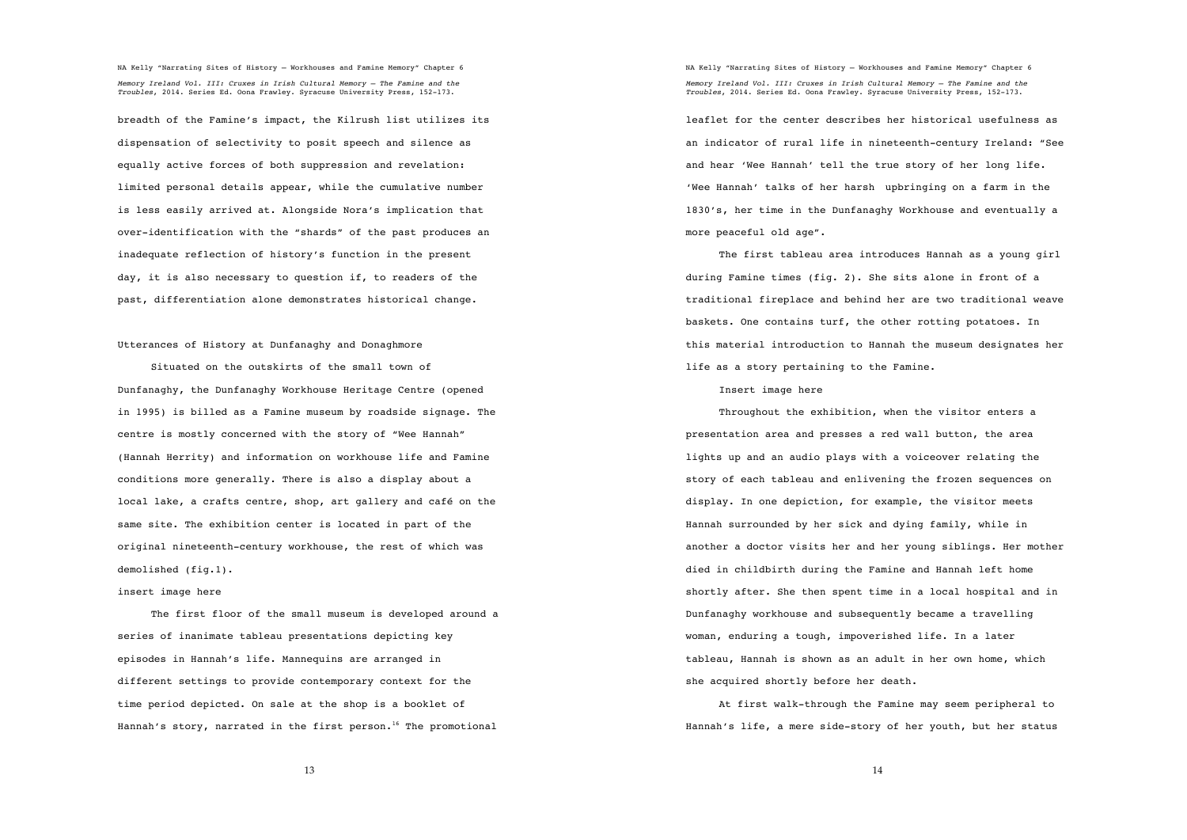breadth of the Famine's impact, the Kilrush list utilizes its dispensation of selectivity to posit speech and silence as equally active forces of both suppression and revelation: limited personal details appear, while the cumulative number is less easily arrived at. Alongside Nora's implication that over-identification with the "shards" of the past produces an inadequate reflection of history's function in the present day, it is also necessary to question if, to readers of the past, differentiation alone demonstrates historical change.

## Utterances of History at Dunfanaghy and Donaghmore

Situated on the outskirts of the small town of Dunfanaghy, the Dunfanaghy Workhouse Heritage Centre (opened in 1995) is billed as a Famine museum by roadside signage. The centre is mostly concerned with the story of "Wee Hannah" (Hannah Herrity) and information on workhouse life and Famine conditions more generally. There is also a display about a local lake, a crafts centre, shop, art gallery and café on the same site. The exhibition center is located in part of the original nineteenth-century workhouse, the rest of which was demolished (fig.1).

insert image here

The first floor of the small museum is developed around a series of inanimate tableau presentations depicting key episodes in Hannah's life. Mannequins are arranged in different settings to provide contemporary context for the time period depicted. On sale at the shop is a booklet of Hannah's story, narrated in the first person.[16] The promotional leaflet for the center describes her historical usefulness as an indicator of rural life in nineteenth-century Ireland: "See and hear 'Wee Hannah' tell the true story of her long life. 'Wee Hannah' talks of her harsh upbringing on a farm in the 1830's, her time in the Dunfanaghy Workhouse and eventually a more peaceful old age".

The first tableau area introduces Hannah as a young girl during Famine times (fig. 2). She sits alone in front of a traditional fireplace and behind her are two traditional weave baskets. One contains turf, the other rotting potatoes. In this material introduction to Hannah the museum designates her life as a story pertaining to the Famine.

Insert image here

Throughout the exhibition, when the visitor enters a presentation area and presses a red wall button, the area lights up and an audio plays with a voiceover relating the story of each tableau and enlivening the frozen sequences on display. In one depiction, for example, the visitor meets Hannah surrounded by her sick and dying family, while in another a doctor visits her and her young siblings. Her mother died in childbirth during the Famine and Hannah left home shortly after. She then spent time in a local hospital and in Dunfanaghy workhouse and subsequently became a travelling woman, enduring a tough, impoverished life. In a later tableau, Hannah is shown as an adult in her own home, which she acquired shortly before her death.

At first walk-through the Famine may seem peripheral to Hannah's life, a mere side-story of her youth, but her status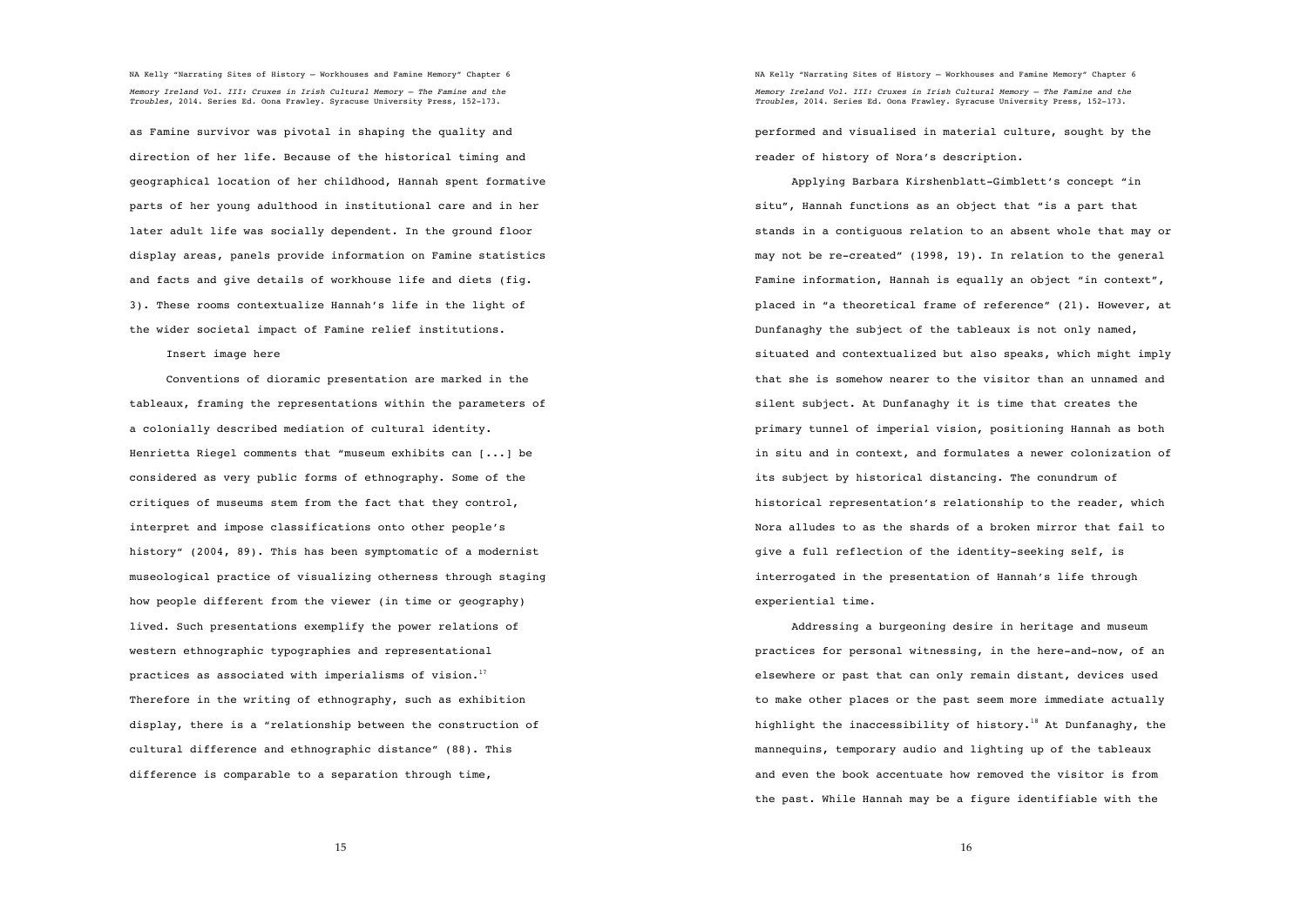as Famine survivor was pivotal in shaping the quality and direction of her life. Because of the historical timing and geographical location of her childhood, Hannah spent formative parts of her young adulthood in institutional care and in her later adult life was socially dependent. In the ground floor display areas, panels provide information on Famine statistics and facts and give details of workhouse life and diets (fig. 3). These rooms contextualize Hannah's life in the light of the wider societal impact of Famine relief institutions.

Insert image here

Conventions of dioramic presentation are marked in the tableaux, framing the representations within the parameters of a colonially described mediation of cultural identity. Henrietta Riegel comments that "museum exhibits can [...] be considered as very public forms of ethnography. Some of the critiques of museums stem from the fact that they control, interpret and impose classifications onto other people's history" (2004, 89). This has been symptomatic of a modernist museological practice of visualizing otherness through staging how people different from the viewer (in time or geography) lived. Such presentations exemplify the power relations of western ethnographic typographies and representational practices as associated with imperialisms of vision.[17] Therefore in the writing of ethnography, such as exhibition display, there is a "relationship between the construction of cultural difference and ethnographic distance" (88). This difference is comparable to a separation through time, performed and visualised in material culture, sought by the reader of history of Nora's description.

Applying Barbara Kirshenblatt-Gimblett's concept "in situ", Hannah functions as an object that "is a part that stands in a contiguous relation to an absent whole that may or may not be re-created" (1998, 19). In relation to the general Famine information, Hannah is equally an object "in context", placed in "a theoretical frame of reference" (21). However, at Dunfanaghy the subject of the tableaux is not only named, situated and contextualized but also speaks, which might imply that she is somehow nearer to the visitor than an unnamed and silent subject. At Dunfanaghy it is time that creates the primary tunnel of imperial vision, positioning Hannah as both in situ and in context, and formulates a newer colonization of its subject by historical distancing. The conundrum of historical representation's relationship to the reader, which Nora alludes to as the shards of a broken mirror that fail to give a full reflection of the identity-seeking self, is interrogated in the presentation of Hannah's life through experiential time.

Addressing a burgeoning desire in heritage and museum practices for personal witnessing, in the here-and-now, of an elsewhere or past that can only remain distant, devices used to make other places or the past seem more immediate actually highlight the inaccessibility of history.[18] At Dunfanaghy, the mannequins, temporary audio and lighting up of the tableaux and even the book accentuate how removed the visitor is from the past. While Hannah may be a figure identifiable with the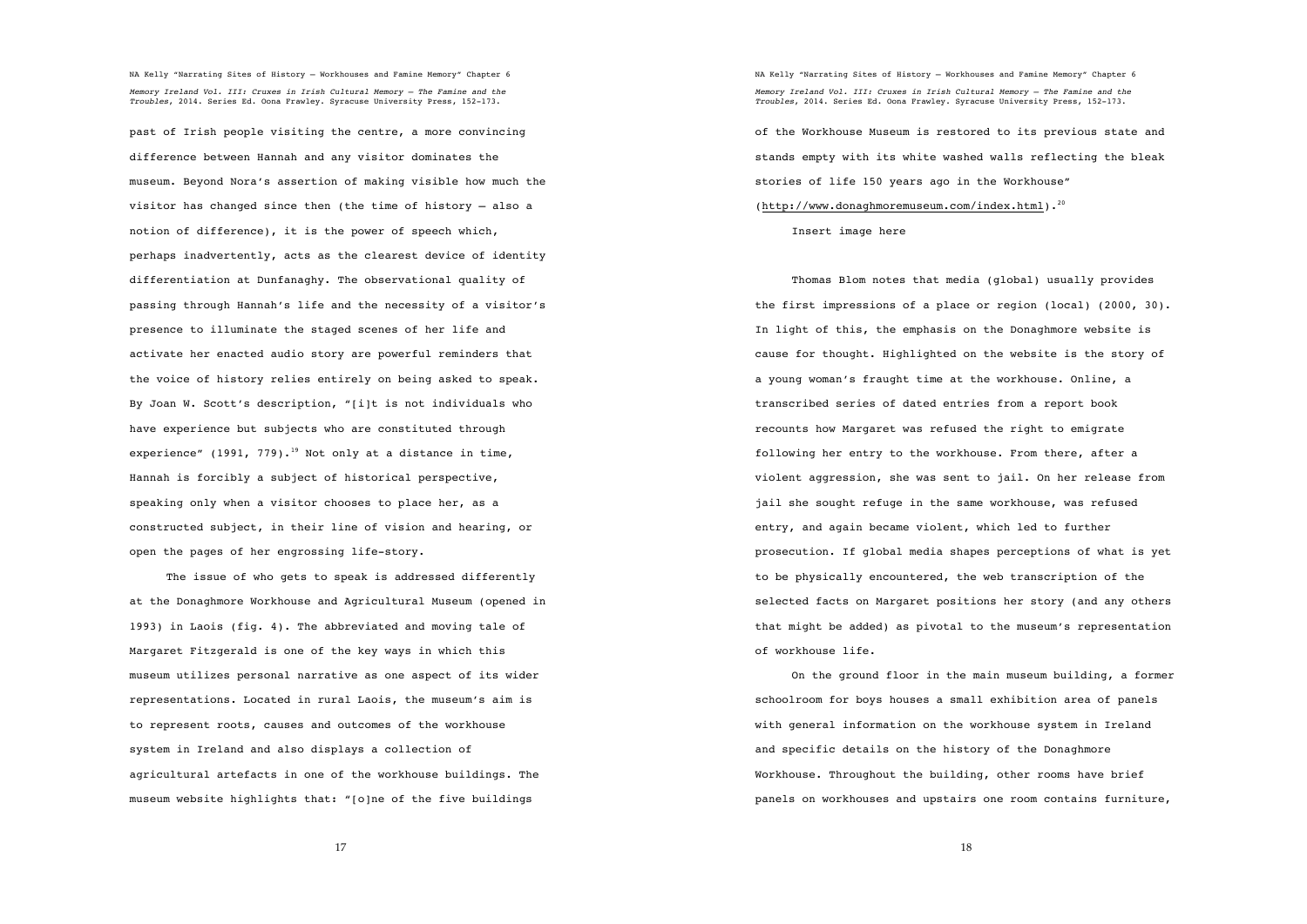past of Irish people visiting the centre, a more convincing difference between Hannah and any visitor dominates the museum. Beyond Nora's assertion of making visible how much the visitor has changed since then (the time of history – also a notion of difference), it is the power of speech which, perhaps inadvertently, acts as the clearest device of identity differentiation at Dunfanaghy. The observational quality of passing through Hannah's life and the necessity of a visitor's presence to illuminate the staged scenes of her life and activate her enacted audio story are powerful reminders that the voice of history relies entirely on being asked to speak. By Joan W. Scott's description, "[i]t is not individuals who have experience but subjects who are constituted through experience" (1991, 779).[19] Not only at a distance in time, Hannah is forcibly a subject of historical perspective, speaking only when a visitor chooses to place her, as a constructed subject, in their line of vision and hearing, or open the pages of her engrossing life-story.

The issue of who gets to speak is addressed differently at the Donaghmore Workhouse and Agricultural Museum (opened in 1993) in Laois (fig. 4). The abbreviated and moving tale of Margaret Fitzgerald is one of the key ways in which this museum utilizes personal narrative as one aspect of its wider representations. Located in rural Laois, the museum's aim is to represent roots, causes and outcomes of the workhouse system in Ireland and also displays a collection of agricultural artefacts in one of the workhouse buildings. The museum website highlights that: "[o]ne of the five buildings of the Workhouse Museum is restored to its previous state and stands empty with its white washed walls reflecting the bleak stories of life 150 years ago in the Workhouse" (http://www.donaghmoremuseum.com/index.html).[20]

Insert image here

Thomas Blom notes that media (global) usually provides the first impressions of a place or region (local) (2000, 30). In light of this, the emphasis on the Donaghmore website is cause for thought. Highlighted on the website is the story of a young woman's fraught time at the workhouse. Online, a transcribed series of dated entries from a report book recounts how Margaret was refused the right to emigrate following her entry to the workhouse. From there, after a violent aggression, she was sent to jail. On her release from jail she sought refuge in the same workhouse, was refused entry, and again became violent, which led to further prosecution. If global media shapes perceptions of what is yet to be physically encountered, the web transcription of the selected facts on Margaret positions her story (and any others that might be added) as pivotal to the museum's representation of workhouse life.

On the ground floor in the main museum building, a former schoolroom for boys houses a small exhibition area of panels with general information on the workhouse system in Ireland and specific details on the history of the Donaghmore Workhouse. Throughout the building, other rooms have brief panels on workhouses and upstairs one room contains furniture,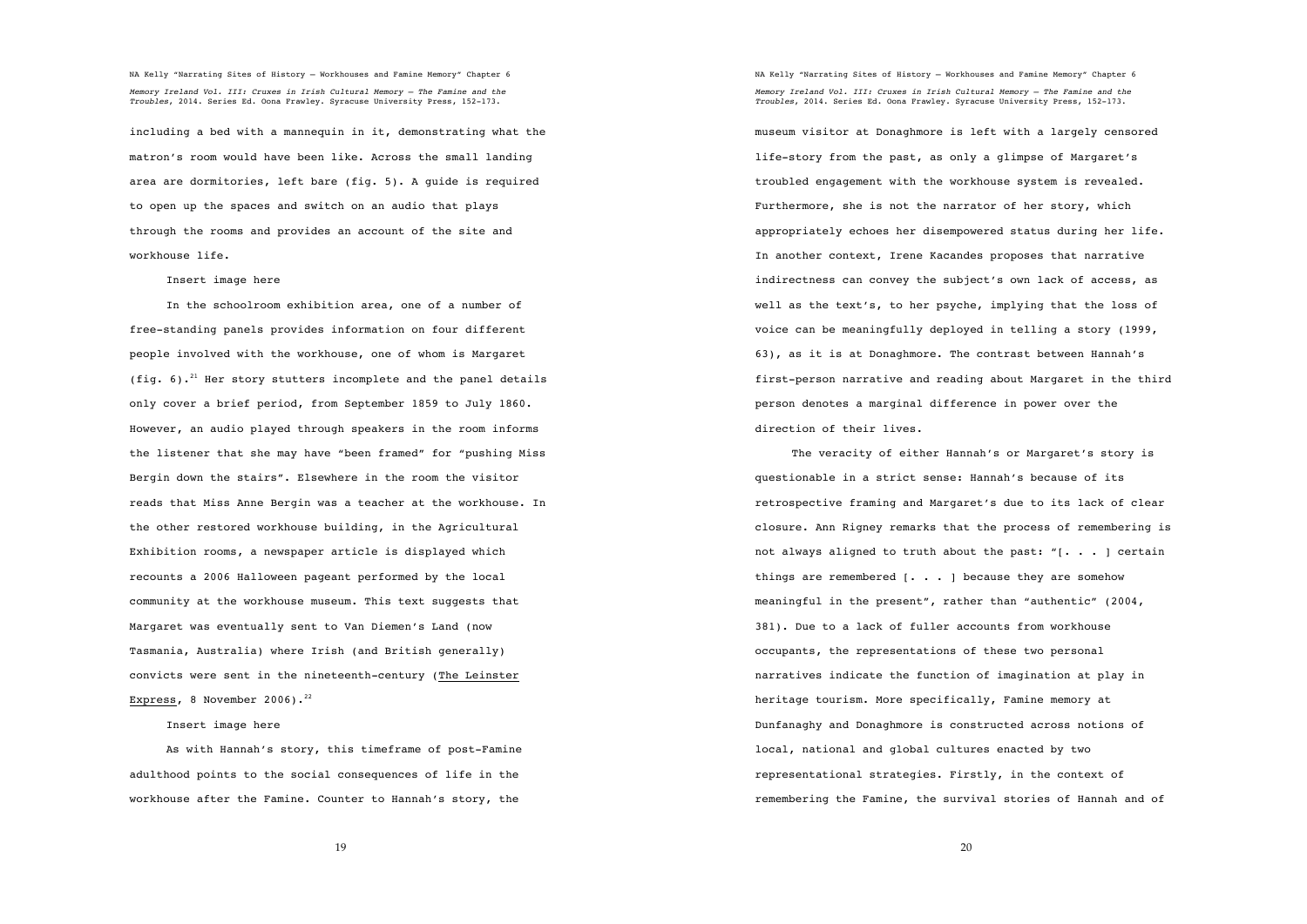including a bed with a mannequin in it, demonstrating what the matron's room would have been like. Across the small landing area are dormitories, left bare (fig. 5). A guide is required to open up the spaces and switch on an audio that plays through the rooms and provides an account of the site and workhouse life.

Insert image here

In the schoolroom exhibition area, one of a number of free-standing panels provides information on four different people involved with the workhouse, one of whom is Margaret (fig. 6).[21] Her story stutters incomplete and the panel details only cover a brief period, from September 1859 to July 1860. However, an audio played through speakers in the room informs the listener that she may have "been framed" for "pushing Miss Bergin down the stairs". Elsewhere in the room the visitor reads that Miss Anne Bergin was a teacher at the workhouse. In the other restored workhouse building, in the Agricultural Exhibition rooms, a newspaper article is displayed which recounts a 2006 Halloween pageant performed by the local community at the workhouse museum. This text suggests that Margaret was eventually sent to Van Diemen's Land (now Tasmania, Australia) where Irish (and British generally) convicts were sent in the nineteenth-century (<u>The Leinster Express</u>, 8 November 2006).[22]

Insert image here

As with Hannah's story, this timeframe of post-Famine adulthood points to the social consequences of life in the workhouse after the Famine. Counter to Hannah's story, the museum visitor at Donaghmore is left with a largely censored life-story from the past, as only a glimpse of Margaret's troubled engagement with the workhouse system is revealed. Furthermore, she is not the narrator of her story, which appropriately echoes her disempowered status during her life. In another context, Irene Kacandes proposes that narrative indirectness can convey the subject's own lack of access, as well as the text's, to her psyche, implying that the loss of voice can be meaningfully deployed in telling a story (1999, 63), as it is at Donaghmore. The contrast between Hannah's first-person narrative and reading about Margaret in the third person denotes a marginal difference in power over the direction of their lives.

The veracity of either Hannah's or Margaret's story is questionable in a strict sense: Hannah's because of its retrospective framing and Margaret's due to its lack of clear closure. Ann Rigney remarks that the process of remembering is not always aligned to truth about the past: "[. . . ] certain things are remembered [. . . ] because they are somehow meaningful in the present", rather than "authentic" (2004, 381). Due to a lack of fuller accounts from workhouse occupants, the representations of these two personal narratives indicate the function of imagination at play in heritage tourism. More specifically, Famine memory at Dunfanaghy and Donaghmore is constructed across notions of local, national and global cultures enacted by two representational strategies. Firstly, in the context of remembering the Famine, the survival stories of Hannah and of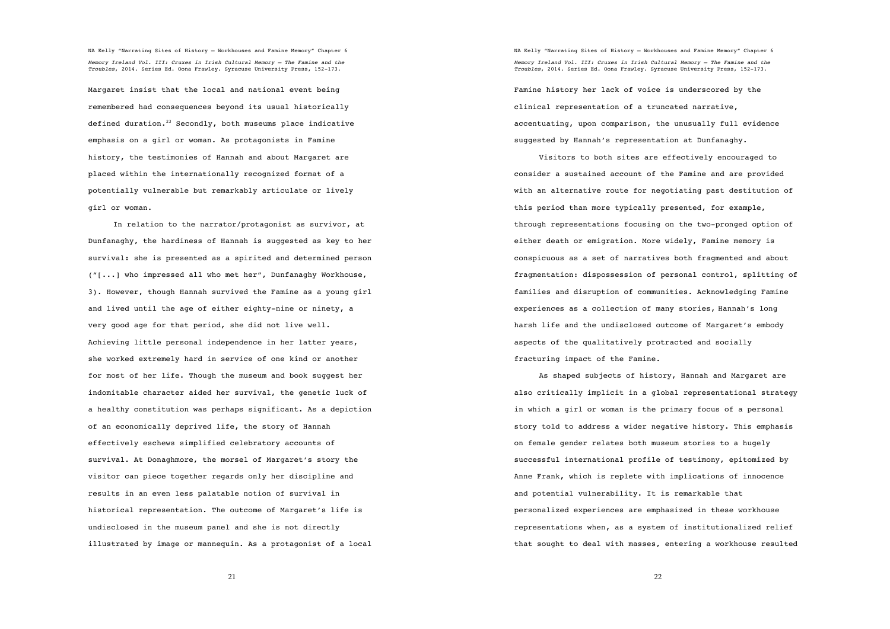Margaret insist that the local and national event being remembered had consequences beyond its usual historically defined duration.[23] Secondly, both museums place indicative emphasis on a girl or woman. As protagonists in Famine history, the testimonies of Hannah and about Margaret are placed within the internationally recognized format of a potentially vulnerable but remarkably articulate or lively girl or woman.

In relation to the narrator/protagonist as survivor, at Dunfanaghy, the hardiness of Hannah is suggested as key to her survival: she is presented as a spirited and determined person ("[...] who impressed all who met her", Dunfanaghy Workhouse, 3). However, though Hannah survived the Famine as a young girl and lived until the age of either eighty-nine or ninety, a very good age for that period, she did not live well. Achieving little personal independence in her latter years, she worked extremely hard in service of one kind or another for most of her life. Though the museum and book suggest her indomitable character aided her survival, the genetic luck of a healthy constitution was perhaps significant. As a depiction of an economically deprived life, the story of Hannah effectively eschews simplified celebratory accounts of survival. At Donaghmore, the morsel of Margaret's story the visitor can piece together regards only her discipline and results in an even less palatable notion of survival in historical representation. The outcome of Margaret's life is undisclosed in the museum panel and she is not directly illustrated by image or mannequin. As a protagonist of a local Famine history her lack of voice is underscored by the clinical representation of a truncated narrative, accentuating, upon comparison, the unusually full evidence suggested by Hannah's representation at Dunfanaghy.

Visitors to both sites are effectively encouraged to consider a sustained account of the Famine and are provided with an alternative route for negotiating past destitution of this period than more typically presented, for example, through representations focusing on the two-pronged option of either death or emigration. More widely, Famine memory is conspicuous as a set of narratives both fragmented and about fragmentation: dispossession of personal control, splitting of families and disruption of communities. Acknowledging Famine experiences as a collection of many stories, Hannah's long harsh life and the undisclosed outcome of Margaret's embody aspects of the qualitatively protracted and socially fracturing impact of the Famine.

As shaped subjects of history, Hannah and Margaret are also critically implicit in a global representational strategy in which a girl or woman is the primary focus of a personal story told to address a wider negative history. This emphasis on female gender relates both museum stories to a hugely successful international profile of testimony, epitomized by Anne Frank, which is replete with implications of innocence and potential vulnerability. It is remarkable that personalized experiences are emphasized in these workhouse representations when, as a system of institutionalized relief that sought to deal with masses, entering a workhouse resulted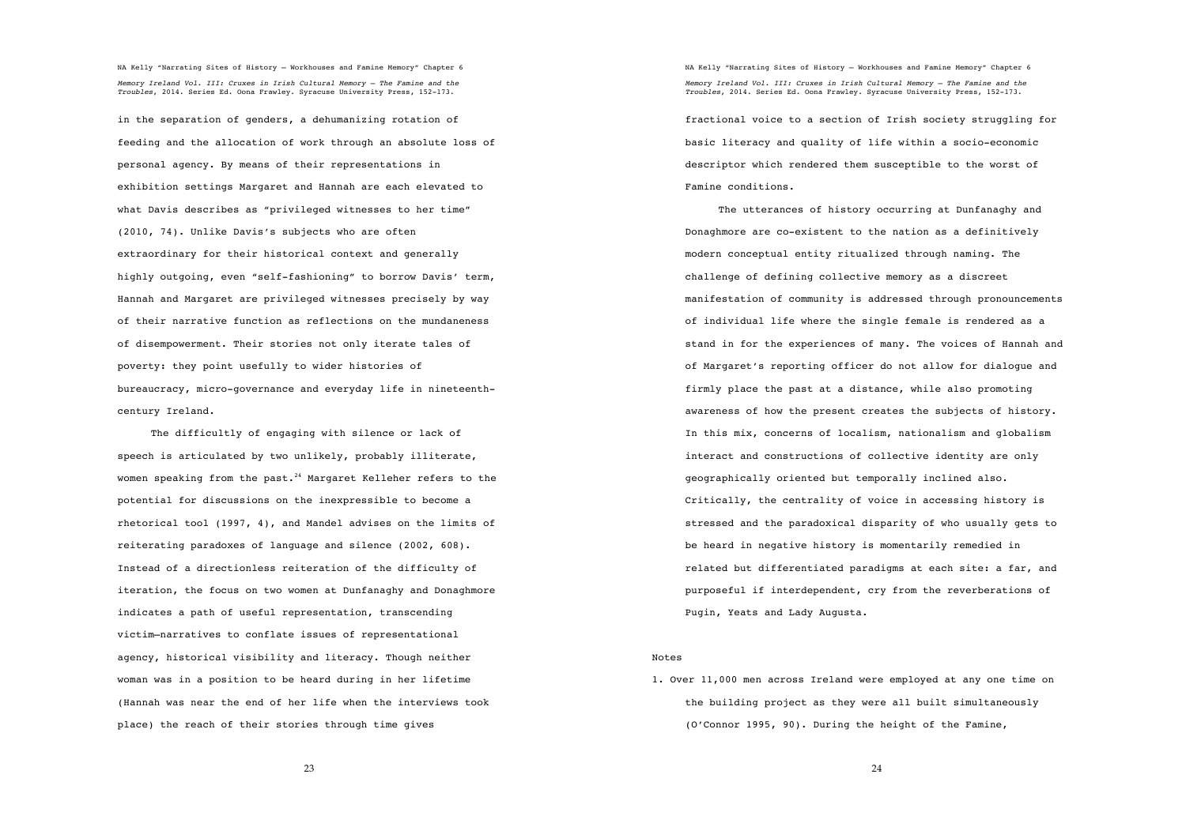in the separation of genders, a dehumanizing rotation of feeding and the allocation of work through an absolute loss of personal agency. By means of their representations in exhibition settings Margaret and Hannah are each elevated to what Davis describes as "privileged witnesses to her time" (2010, 74). Unlike Davis's subjects who are often extraordinary for their historical context and generally highly outgoing, even "self-fashioning" to borrow Davis' term, Hannah and Margaret are privileged witnesses precisely by way of their narrative function as reflections on the mundaneness of disempowerment. Their stories not only iterate tales of poverty: they point usefully to wider histories of bureaucracy, micro-governance and everyday life in nineteenth-century Ireland.

The difficultly of engaging with silence or lack of speech is articulated by two unlikely, probably illiterate, women speaking from the past.[24] Margaret Kelleher refers to the potential for discussions on the inexpressible to become a rhetorical tool (1997, 4), and Mandel advises on the limits of reiterating paradoxes of language and silence (2002, 608). Instead of a directionless reiteration of the difficulty of iteration, the focus on two women at Dunfanaghy and Donaghmore indicates a path of useful representation, transcending victim–narratives to conflate issues of representational agency, historical visibility and literacy. Though neither woman was in a position to be heard during in her lifetime (Hannah was near the end of her life when the interviews took place) the reach of their stories through time gives fractional voice to a section of Irish society struggling for basic literacy and quality of life within a socio-economic descriptor which rendered them susceptible to the worst of Famine conditions.

The utterances of history occurring at Dunfanaghy and Donaghmore are co-existent to the nation as a definitively modern conceptual entity ritualized through naming. The challenge of defining collective memory as a discreet manifestation of community is addressed through pronouncements of individual life where the single female is rendered as a stand in for the experiences of many. The voices of Hannah and of Margaret's reporting officer do not allow for dialogue and firmly place the past at a distance, while also promoting awareness of how the present creates the subjects of history. In this mix, concerns of localism, nationalism and globalism interact and constructions of collective identity are only geographically oriented but temporally inclined also. Critically, the centrality of voice in accessing history is stressed and the paradoxical disparity of who usually gets to be heard in negative history is momentarily remedied in related but differentiated paradigms at each site: a far, and purposeful if interdependent, cry from the reverberations of Pugin, Yeats and Lady Augusta.

## Notes

1. Over 11,000 men across Ireland were employed at any one time on the building project as they were all built simultaneously (O'Connor 1995, 90). During the height of the Famine,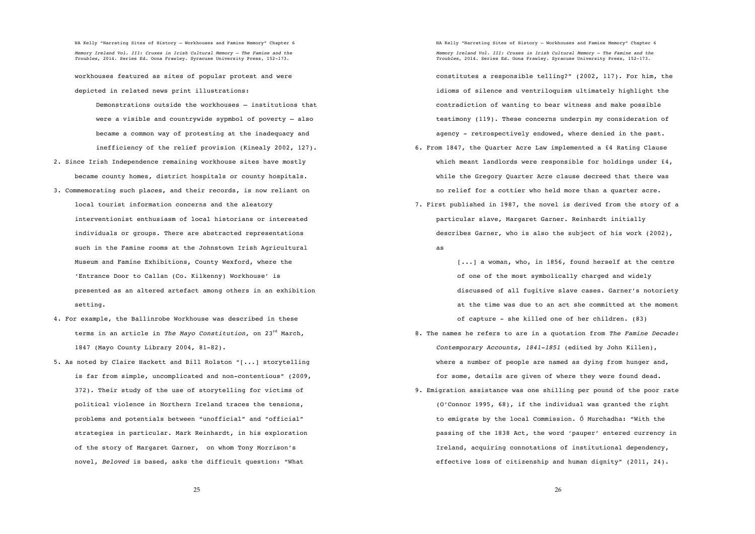workhouses featured as sites of popular protest and were depicted in related news print illustrations:

> Demonstrations outside the workhouses – institutions that were a visible and countrywide sypmbol of poverty – also became a common way of protesting at the inadequacy and inefficiency of the relief provision (Kinealy 2002, 127).

2. Since Irish Independence remaining workhouse sites have mostly became county homes, district hospitals or county hospitals.
3. Commemorating such places, and their records, is now reliant on local tourist information concerns and the aleatory interventionist enthusiasm of local historians or interested individuals or groups. There are abstracted representations such in the Famine rooms at the Johnstown Irish Agricultural Museum and Famine Exhibitions, County Wexford, where the 'Entrance Door to Callan (Co. Kilkenny) Workhouse' is presented as an altered artefact among others in an exhibition setting.
4. For example, the Ballinrobe Workhouse was described in these terms in an article in *The Mayo Constitution*, on 23rd March, 1847 (Mayo County Library 2004, 81-82).
5. As noted by Claire Hackett and Bill Rolston "[...] storytelling is far from simple, uncomplicated and non-contentious" (2009, 372). Their study of the use of storytelling for victims of political violence in Northern Ireland traces the tensions, problems and potentials between "unofficial" and "official" strategies in particular. Mark Reinhardt, in his exploration of the story of Margaret Garner, on whom Tony Morrison's novel, *Beloved* is based, asks the difficult question: "What constitutes a responsible telling?" (2002, 117). For him, the idioms of silence and ventriloquism ultimately highlight the contradiction of wanting to bear witness and make possible testimony (119). These concerns underpin my consideration of agency - retrospectively endowed, where denied in the past.
6. From 1847, the Quarter Acre Law implemented a £4 Rating Clause which meant landlords were responsible for holdings under £4, while the Gregory Quarter Acre clause decreed that there was no relief for a cottier who held more than a quarter acre.
7. First published in 1987, the novel is derived from the story of a particular slave, Margaret Garner. Reinhardt initially describes Garner, who is also the subject of his work (2002), as

   > [...] a woman, who, in 1856, found herself at the centre of one of the most symbolically charged and widely discussed of all fugitive slave cases. Garner's notoriety at the time was due to an act she committed at the moment of capture - she killed one of her children. (83)

8. The names he refers to are in a quotation from *The Famine Decade: Contemporary Accounts, 1841-1851* (edited by John Killen), where a number of people are named as dying from hunger and, for some, details are given of where they were found dead.
9. Emigration assistance was one shilling per pound of the poor rate (O'Connor 1995, 68), if the individual was granted the right to emigrate by the local Commission. Ó Murchadha: "With the passing of the 1838 Act, the word 'pauper' entered currency in Ireland, acquiring connotations of institutional dependency, effective loss of citizenship and human dignity" (2011, 24).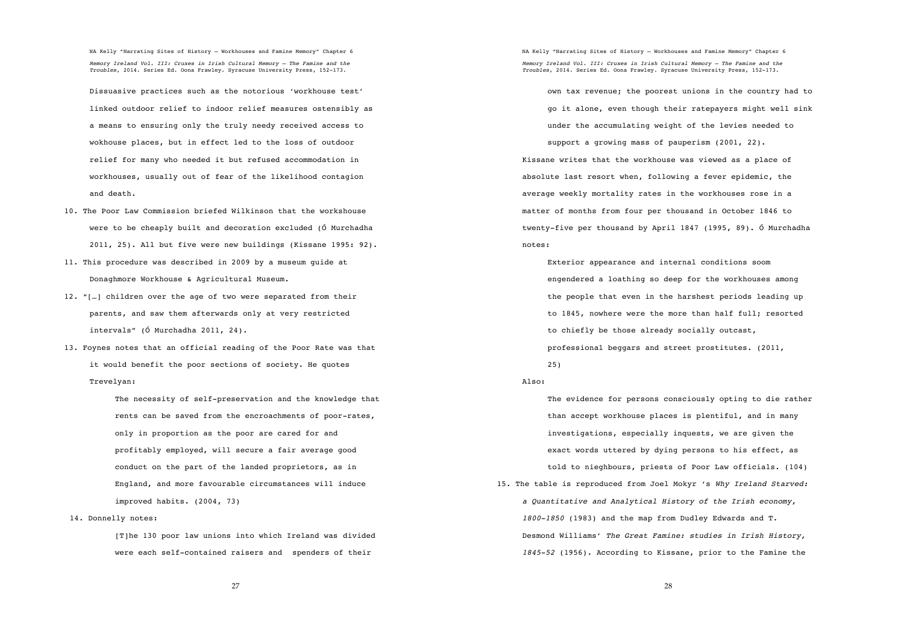Dissuasive practices such as the notorious 'workhouse test' linked outdoor relief to indoor relief measures ostensibly as a means to ensuring only the truly needy received access to wokhouse places, but in effect led to the loss of outdoor relief for many who needed it but refused accommodation in workhouses, usually out of fear of the likelihood contagion and death.

10. The Poor Law Commission briefed Wilkinson that the workshouse were to be cheaply built and decoration excluded (Ó Murchadha 2011, 25). All but five were new buildings (Kissane 1995: 92).

11. This procedure was described in 2009 by a museum guide at Donaghmore Workhouse & Agricultural Museum.

12. "[…] children over the age of two were separated from their parents, and saw them afterwards only at very restricted intervals" (Ó Murchadha 2011, 24).

13. Foynes notes that an official reading of the Poor Rate was that it would benefit the poor sections of society. He quotes Trevelyan:

> The necessity of self-preservation and the knowledge that rents can be saved from the encroachments of poor-rates, only in proportion as the poor are cared for and profitably employed, will secure a fair average good conduct on the part of the landed proprietors, as in England, and more favourable circumstances will induce improved habits. (2004, 73)

14. Donnelly notes:

> [T]he 130 poor law unions into which Ireland was divided were each self-contained raisers and spenders of their own tax revenue; the poorest unions in the country had to go it alone, even though their ratepayers might well sink under the accumulating weight of the levies needed to support a growing mass of pauperism (2001, 22).

Kissane writes that the workhouse was viewed as a place of absolute last resort when, following a fever epidemic, the average weekly mortality rates in the workhouses rose in a matter of months from four per thousand in October 1846 to twenty-five per thousand by April 1847 (1995, 89). Ó Murchadha notes:

> Exterior appearance and internal conditions soom engendered a loathing so deep for the workhouses among the people that even in the harshest periods leading up to 1845, nowhere were the more than half full; resorted to chiefly be those already socially outcast, professional beggars and street prostitutes. (2011, 25)

Also:

> The evidence for persons consciously opting to die rather than accept workhouse places is plentiful, and in many investigations, especially inquests, we are given the exact words uttered by dying persons to his effect, as told to nieghbours, priests of Poor Law officials. (104)

15. The table is reproduced from Joel Mokyr 's *Why Ireland Starved: a Quantitative and Analytical History of the Irish economy, 1800-1850* (1983) and the map from Dudley Edwards and T. Desmond Williams' *The Great Famine: studies in Irish History, 1845-52* (1956). According to Kissane, prior to the Famine the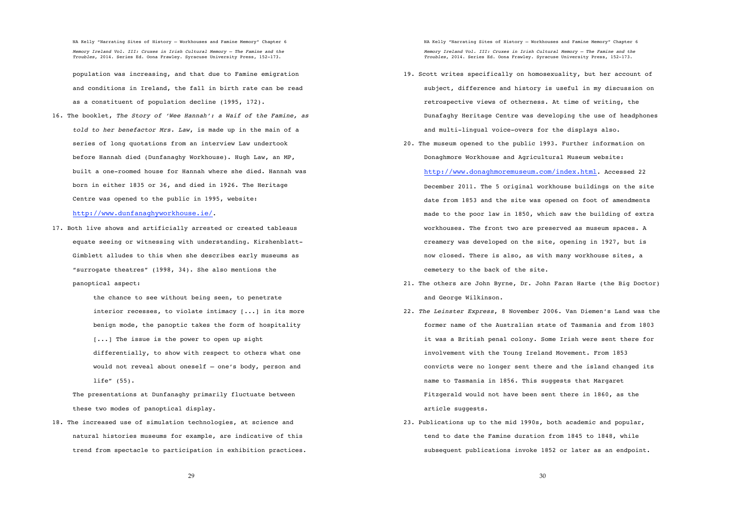population was increasing, and that due to Famine emigration and conditions in Ireland, the fall in birth rate can be read as a constituent of population decline (1995, 172).

16. The booklet, *The Story of 'Wee Hannah': a Waif of the Famine, as told to her benefactor Mrs. Law*, is made up in the main of a series of long quotations from an interview Law undertook before Hannah died (Dunfanaghy Workhouse). Hugh Law, an MP, built a one-roomed house for Hannah where she died. Hannah was born in either 1835 or 36, and died in 1926. The Heritage Centre was opened to the public in 1995, website: http://www.dunfanaghyworkhouse.ie/.

17. Both live shows and artificially arrested or created tableaus equate seeing or witnessing with understanding. Kirshenblatt-Gimblett alludes to this when she describes early museums as "surrogate theatres" (1998, 34). She also mentions the panoptical aspect:

    > the chance to see without being seen, to penetrate interior recesses, to violate intimacy [...] in its more benign mode, the panoptic takes the form of hospitality [...] The issue is the power to open up sight differentially, to show with respect to others what one would not reveal about oneself – one's body, person and life" (55).

    The presentations at Dunfanaghy primarily fluctuate between these two modes of panoptical display.

18. The increased use of simulation technologies, at science and natural histories museums for example, are indicative of this trend from spectacle to participation in exhibition practices.

19. Scott writes specifically on homosexuality, but her account of subject, difference and history is useful in my discussion on retrospective views of otherness. At time of writing, the Dunafaghy Heritage Centre was developing the use of headphones and multi-lingual voice-overs for the displays also.

20. The museum opened to the public 1993. Further information on Donaghmore Workhouse and Agricultural Museum website: http://www.donaghmoremuseum.com/index.html. Accessed 22 December 2011. The 5 original workhouse buildings on the site date from 1853 and the site was opened on foot of amendments made to the poor law in 1850, which saw the building of extra workhouses. The front two are preserved as museum spaces. A creamery was developed on the site, opening in 1927, but is now closed. There is also, as with many workhouse sites, a cemetery to the back of the site.

21. The others are John Byrne, Dr. John Faran Harte (the Big Doctor) and George Wilkinson.

22. *The Leinster Express*, 8 November 2006. Van Diemen's Land was the former name of the Australian state of Tasmania and from 1803 it was a British penal colony. Some Irish were sent there for involvement with the Young Ireland Movement. From 1853 convicts were no longer sent there and the island changed its name to Tasmania in 1856. This suggests that Margaret Fitzgerald would not have been sent there in 1860, as the article suggests.

23. Publications up to the mid 1990s, both academic and popular, tend to date the Famine duration from 1845 to 1848, while subsequent publications invoke 1852 or later as an endpoint.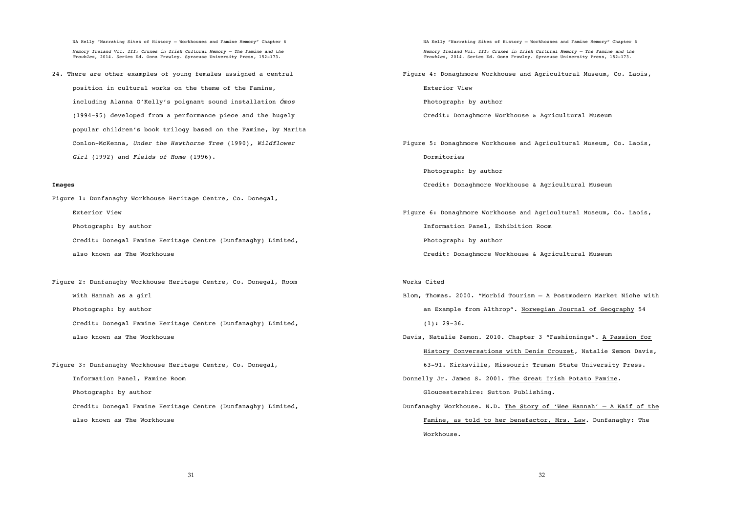24. There are other examples of young females assigned a central position in cultural works on the theme of the Famine, including Alanna O'Kelly's poignant sound installation *Ómos* (1994-95) developed from a performance piece and the hugely popular children's book trilogy based on the Famine, by Marita Conlon-McKenna, *Under the Hawthorne Tree* (1990), *Wildflower Girl* (1992) and *Fields of Home* (1996).

**Images**

Figure 1: Dunfanaghy Workhouse Heritage Centre, Co. Donegal, Exterior View
Photograph: by author
Credit: Donegal Famine Heritage Centre (Dunfanaghy) Limited, also known as The Workhouse

Figure 2: Dunfanaghy Workhouse Heritage Centre, Co. Donegal, Room with Hannah as a girl
Photograph: by author
Credit: Donegal Famine Heritage Centre (Dunfanaghy) Limited, also known as The Workhouse

Figure 3: Dunfanaghy Workhouse Heritage Centre, Co. Donegal, Information Panel, Famine Room
Photograph: by author
Credit: Donegal Famine Heritage Centre (Dunfanaghy) Limited, also known as The Workhouse

Figure 4: Donaghmore Workhouse and Agricultural Museum, Co. Laois, Exterior View
Photograph: by author
Credit: Donaghmore Workhouse & Agricultural Museum

Figure 5: Donaghmore Workhouse and Agricultural Museum, Co. Laois, Dormitories
Photograph: by author
Credit: Donaghmore Workhouse & Agricultural Museum

Figure 6: Donaghmore Workhouse and Agricultural Museum, Co. Laois, Information Panel, Exhibition Room
Photograph: by author
Credit: Donaghmore Workhouse & Agricultural Museum

Works Cited

Blom, Thomas. 2000. "Morbid Tourism – A Postmodern Market Niche with an Example from Althrop". Norwegian Journal of Geography 54 (1): 29-36.

Davis, Natalie Zemon. 2010. Chapter 3 "Fashionings". A Passion for History Conversations with Denis Crouzet, Natalie Zemon Davis, 63-91. Kirksville, Missouri: Truman State University Press.

Donnelly Jr. James S. 2001. The Great Irish Potato Famine. Gloucestershire: Sutton Publishing.

Dunfanaghy Workhouse. N.D. The Story of 'Wee Hannah' – A Waif of the Famine, as told to her benefactor, Mrs. Law. Dunfanaghy: The Workhouse.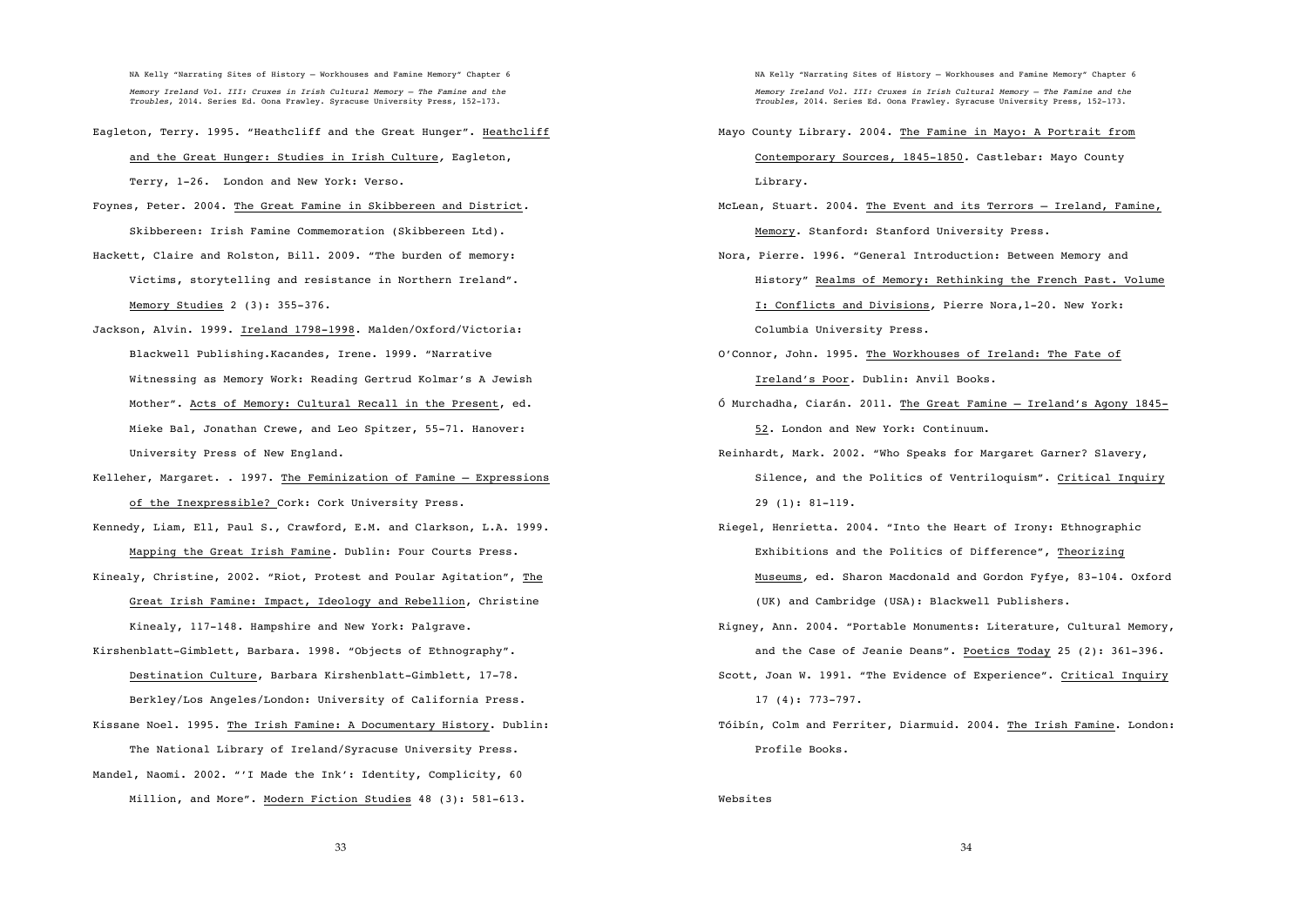Eagleton, Terry. 1995. "Heathcliff and the Great Hunger". Heathcliff and the Great Hunger: Studies in Irish Culture, Eagleton, Terry, 1-26. London and New York: Verso.

Foynes, Peter. 2004. The Great Famine in Skibbereen and District. Skibbereen: Irish Famine Commemoration (Skibbereen Ltd).

Hackett, Claire and Rolston, Bill. 2009. "The burden of memory: Victims, storytelling and resistance in Northern Ireland". Memory Studies 2 (3): 355-376.

Jackson, Alvin. 1999. Ireland 1798-1998. Malden/Oxford/Victoria: Blackwell Publishing.Kacandes, Irene. 1999. "Narrative Witnessing as Memory Work: Reading Gertrud Kolmar's A Jewish Mother". Acts of Memory: Cultural Recall in the Present, ed. Mieke Bal, Jonathan Crewe, and Leo Spitzer, 55-71. Hanover: University Press of New England.

Kelleher, Margaret. . 1997. The Feminization of Famine – Expressions of the Inexpressible? Cork: Cork University Press.

Kennedy, Liam, Ell, Paul S., Crawford, E.M. and Clarkson, L.A. 1999. Mapping the Great Irish Famine. Dublin: Four Courts Press.

Kinealy, Christine, 2002. "Riot, Protest and Poular Agitation", The Great Irish Famine: Impact, Ideology and Rebellion, Christine Kinealy, 117-148. Hampshire and New York: Palgrave.

Kirshenblatt-Gimblett, Barbara. 1998. "Objects of Ethnography". Destination Culture, Barbara Kirshenblatt-Gimblett, 17-78. Berkley/Los Angeles/London: University of California Press.

Kissane Noel. 1995. The Irish Famine: A Documentary History. Dublin: The National Library of Ireland/Syracuse University Press.

Mandel, Naomi. 2002. "'I Made the Ink': Identity, Complicity, 60 Million, and More". Modern Fiction Studies 48 (3): 581-613.

Mayo County Library. 2004. The Famine in Mayo: A Portrait from Contemporary Sources, 1845-1850. Castlebar: Mayo County Library.

McLean, Stuart. 2004. The Event and its Terrors – Ireland, Famine, Memory. Stanford: Stanford University Press.

Nora, Pierre. 1996. "General Introduction: Between Memory and History" Realms of Memory: Rethinking the French Past. Volume I: Conflicts and Divisions, Pierre Nora,1-20. New York: Columbia University Press.

O'Connor, John. 1995. The Workhouses of Ireland: The Fate of Ireland's Poor. Dublin: Anvil Books.

Ó Murchadha, Ciarán. 2011. The Great Famine – Ireland's Agony 1845-52. London and New York: Continuum.

Reinhardt, Mark. 2002. "Who Speaks for Margaret Garner? Slavery, Silence, and the Politics of Ventriloquism". Critical Inquiry 29 (1): 81-119.

Riegel, Henrietta. 2004. "Into the Heart of Irony: Ethnographic Exhibitions and the Politics of Difference", Theorizing Museums, ed. Sharon Macdonald and Gordon Fyfye, 83-104. Oxford (UK) and Cambridge (USA): Blackwell Publishers.

Rigney, Ann. 2004. "Portable Monuments: Literature, Cultural Memory, and the Case of Jeanie Deans". Poetics Today 25 (2): 361-396.

Scott, Joan W. 1991. "The Evidence of Experience". Critical Inquiry 17 (4): 773-797.

Tóibín, Colm and Ferriter, Diarmuid. 2004. The Irish Famine. London: Profile Books.

Websites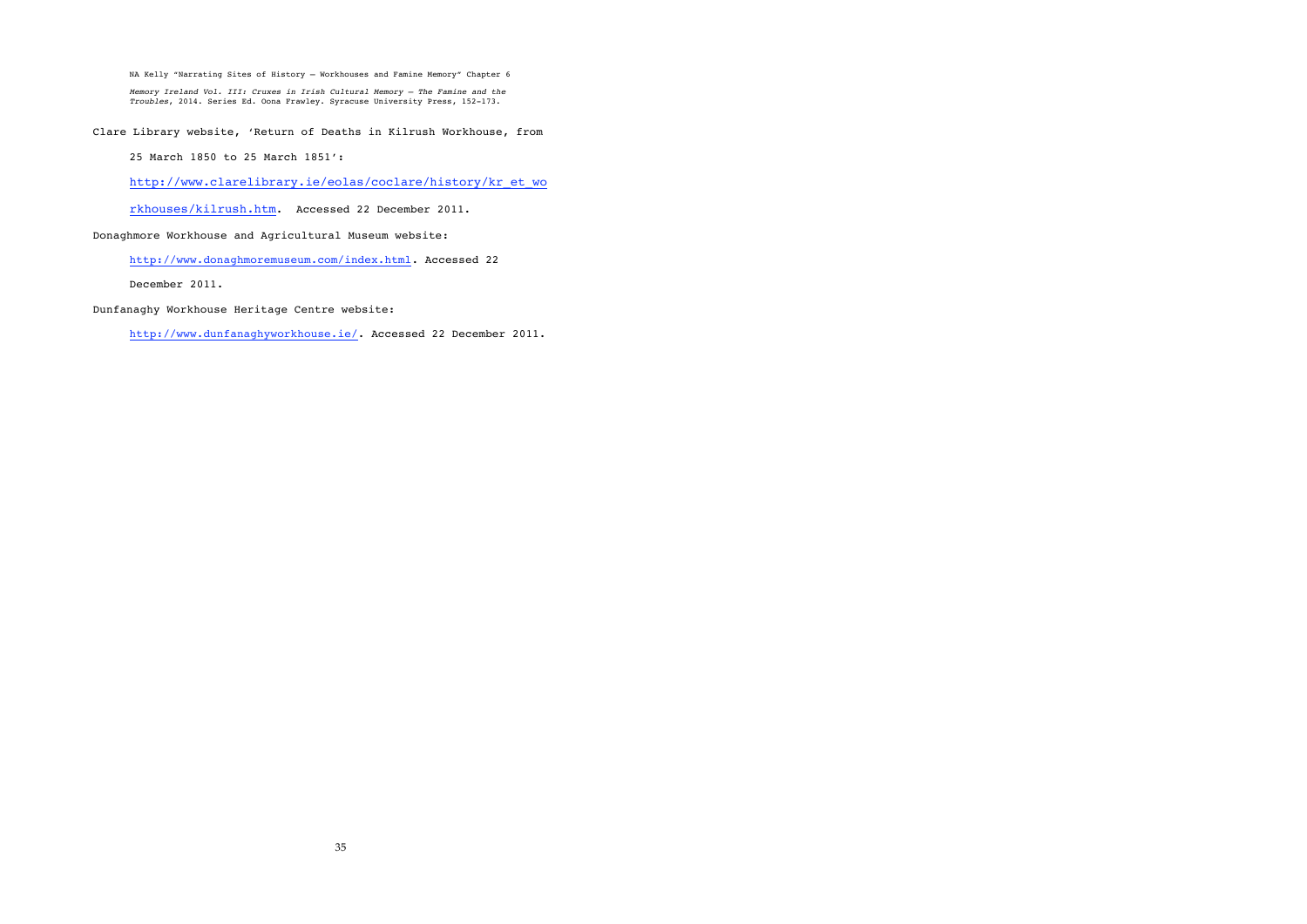Clare Library website, 'Return of Deaths in Kilrush Workhouse, from 25 March 1850 to 25 March 1851': http://www.clarelibrary.ie/eolas/coclare/history/kr_et_workhouses/kilrush.htm. Accessed 22 December 2011.

Donaghmore Workhouse and Agricultural Museum website: http://www.donaghmoremuseum.com/index.html. Accessed 22 December 2011.

Dunfanaghy Workhouse Heritage Centre website: http://www.dunfanaghyworkhouse.ie/. Accessed 22 December 2011.